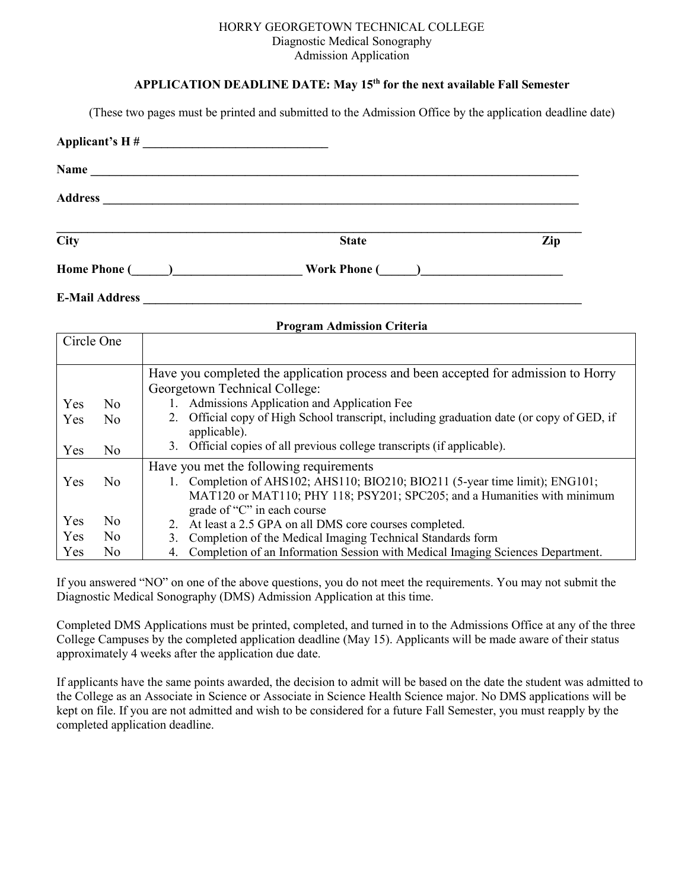HORRY GEORGETOWN TECHNICAL COLLEGE
Diagnostic Medical Sonography
Admission Application

**APPLICATION DEADLINE DATE: May 15th for the next available Fall Semester**

(These two pages must be printed and submitted to the Admission Office by the application deadline date)

**Applicant's H #** ______________________________

**Name** ______________________________________________________________________________

**Address** ____________________________________________________________________________

________________________________________________________________________________________

**City** **State** **Zip**

**Home Phone** (______)_____________________ **Work Phone** (______)_______________________

**E-Mail Address** _______________________________________________________________________

**Program Admission Criteria**

| Circle One | |
|---|---|
| | Have you completed the application process and been accepted for admission to Horry Georgetown Technical College: |
| Yes No | 1. Admissions Application and Application Fee |
| Yes No | 2. Official copy of High School transcript, including graduation date (or copy of GED, if applicable). |
| Yes No | 3. Official copies of all previous college transcripts (if applicable). |
| | Have you met the following requirements |
| Yes No | 1. Completion of AHS102; AHS110; BIO210; BIO211 (5-year time limit); ENG101; MAT120 or MAT110; PHY 118; PSY201; SPC205; and a Humanities with minimum grade of "C" in each course |
| Yes No | 2. At least a 2.5 GPA on all DMS core courses completed. |
| Yes No | 3. Completion of the Medical Imaging Technical Standards form |
| Yes No | 4. Completion of an Information Session with Medical Imaging Sciences Department. |

If you answered "NO" on one of the above questions, you do not meet the requirements. You may not submit the Diagnostic Medical Sonography (DMS) Admission Application at this time.

Completed DMS Applications must be printed, completed, and turned in to the Admissions Office at any of the three College Campuses by the completed application deadline (May 15). Applicants will be made aware of their status approximately 4 weeks after the application due date.

If applicants have the same points awarded, the decision to admit will be based on the date the student was admitted to the College as an Associate in Science or Associate in Science Health Science major. No DMS applications will be kept on file. If you are not admitted and wish to be considered for a future Fall Semester, you must reapply by the completed application deadline.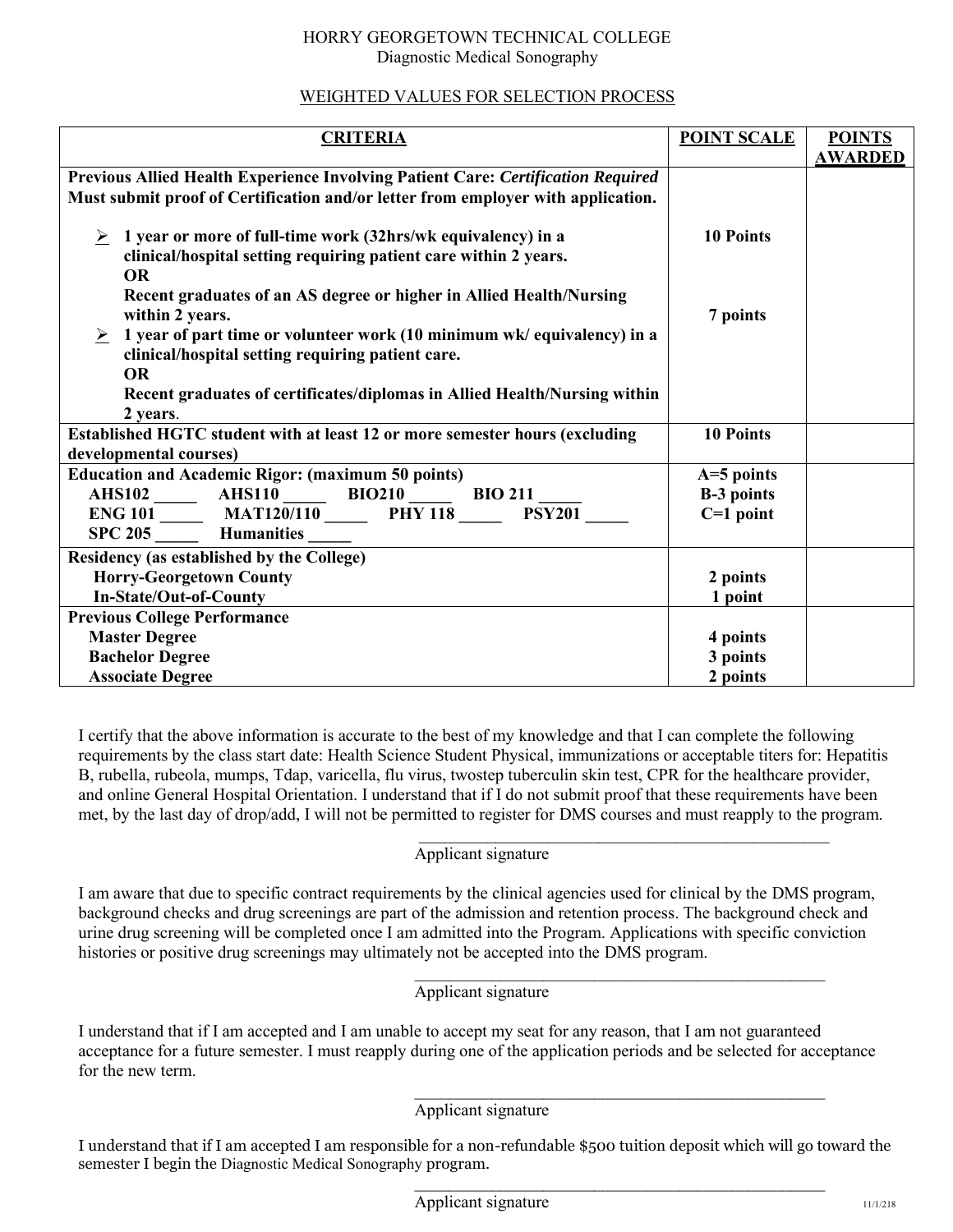HORRY GEORGETOWN TECHNICAL COLLEGE
Diagnostic Medical Sonography

WEIGHTED VALUES FOR SELECTION PROCESS

| CRITERIA | POINT SCALE | POINTS AWARDED |
|---|---|---|
| **Previous Allied Health Experience Involving Patient Care: *Certification Required* Must submit proof of Certification and/or letter from employer with application.**<br><br>➢ **1 year or more of full-time work (32hrs/wk equivalency) in a clinical/hospital setting requiring patient care within 2 years.**<br>**OR**<br>**Recent graduates of an AS degree or higher in Allied Health/Nursing within 2 years.**<br>➢ **1 year of part time or volunteer work (10 minimum wk/ equivalency) in a clinical/hospital setting requiring patient care.**<br>**OR**<br>**Recent graduates of certificates/diplomas in Allied Health/Nursing within 2 years.** | **10 Points**<br><br>**7 points** | |
| **Established HGTC student with at least 12 or more semester hours (excluding developmental courses)** | **10 Points** | |
| **Education and Academic Rigor: (maximum 50 points)**<br>**AHS102 _____ AHS110 _____ BIO210 _____ BIO 211 _____**<br>**ENG 101 _____ MAT120/110 _____ PHY 118 _____ PSY201 _____**<br>**SPC 205 _____ Humanities _____** | **A=5 points**<br>**B-3 points**<br>**C=1 point** | |
| **Residency (as established by the College)**<br>**Horry-Georgetown County**<br>**In-State/Out-of-County** | <br>**2 points**<br>**1 point** | |
| **Previous College Performance**<br>**Master Degree**<br>**Bachelor Degree**<br>**Associate Degree** | <br>**4 points**<br>**3 points**<br>**2 points** | |

I certify that the above information is accurate to the best of my knowledge and that I can complete the following requirements by the class start date: Health Science Student Physical, immunizations or acceptable titers for: Hepatitis B, rubella, rubeola, mumps, Tdap, varicella, flu virus, twostep tuberculin skin test, CPR for the healthcare provider, and online General Hospital Orientation. I understand that if I do not submit proof that these requirements have been met, by the last day of drop/add, I will not be permitted to register for DMS courses and must reapply to the program.

_____________________________________________
Applicant signature

I am aware that due to specific contract requirements by the clinical agencies used for clinical by the DMS program, background checks and drug screenings are part of the admission and retention process. The background check and urine drug screening will be completed once I am admitted into the Program. Applications with specific conviction histories or positive drug screenings may ultimately not be accepted into the DMS program.

_____________________________________________
Applicant signature

I understand that if I am accepted and I am unable to accept my seat for any reason, that I am not guaranteed acceptance for a future semester. I must reapply during one of the application periods and be selected for acceptance for the new term.

_____________________________________________
Applicant signature

I understand that if I am accepted I am responsible for a non-refundable $500 tuition deposit which will go toward the semester I begin the Diagnostic Medical Sonography program.

_____________________________________________
Applicant signature

11/1/218